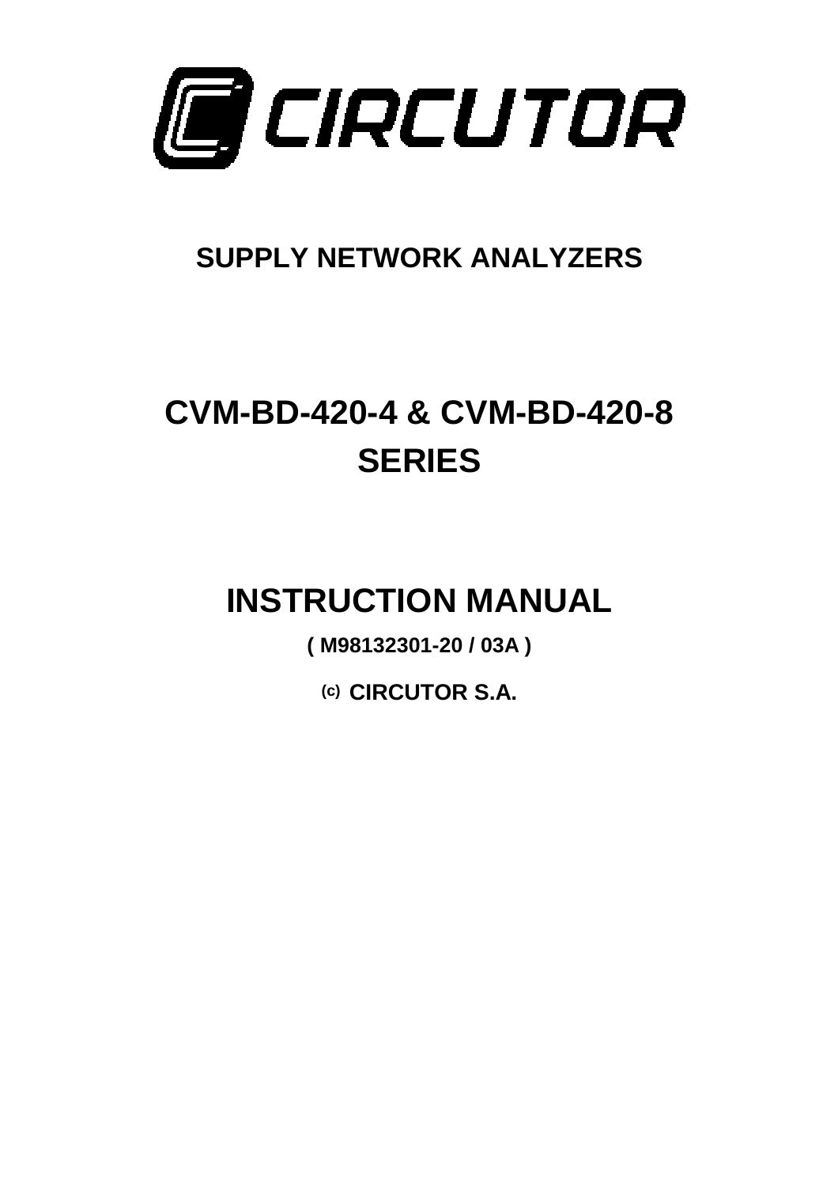CIRCUTOR

## SUPPLY NETWORK ANALYZERS

# CVM-BD-420-4 & CVM-BD-420-8 SERIES

# INSTRUCTION MANUAL

**( M98132301-20 / 03A )**

**(c) CIRCUTOR S.A.**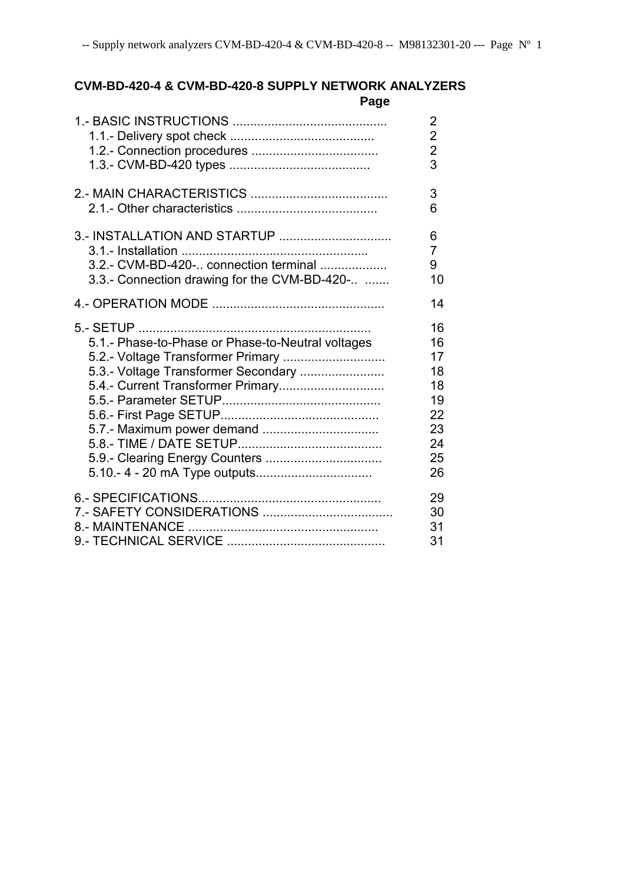**CVM-BD-420-4 & CVM-BD-420-8 SUPPLY NETWORK ANALYZERS**

| | Page |
|---|---|
| 1.- BASIC INSTRUCTIONS ........................................... | 2 |
| 1.1.- Delivery spot check ......................................... | 2 |
| 1.2.- Connection procedures .................................... | 2 |
| 1.3.- CVM-BD-420 types ........................................ | 3 |
| 2.- MAIN CHARACTERISTICS ...................................... | 3 |
| 2.1.- Other characteristics ........................................ | 6 |
| 3.- INSTALLATION AND STARTUP ................................ | 6 |
| 3.1.- Installation ..................................................... | 7 |
| 3.2.- CVM-BD-420-.. connection terminal ................... | 9 |
| 3.3.- Connection drawing for the CVM-BD-420-.. ....... | 10 |
| 4.- OPERATION MODE ................................................ | 14 |
| 5.- SETUP ................................................................. | 16 |
| 5.1.- Phase-to-Phase or Phase-to-Neutral voltages | 16 |
| 5.2.- Voltage Transformer Primary ............................. | 17 |
| 5.3.- Voltage Transformer Secondary ........................ | 18 |
| 5.4.- Current Transformer Primary.............................. | 18 |
| 5.5.- Parameter SETUP............................................. | 19 |
| 5.6.- First Page SETUP............................................. | 22 |
| 5.7.- Maximum power demand ................................. | 23 |
| 5.8.- TIME / DATE SETUP......................................... | 24 |
| 5.9.- Clearing Energy Counters ................................. | 25 |
| 5.10.- 4 - 20 mA Type outputs................................. | 26 |
| 6.- SPECIFICATIONS................................................... | 29 |
| 7.- SAFETY CONSIDERATIONS .................................... | 30 |
| 8.- MAINTENANCE ..................................................... | 31 |
| 9.- TECHNICAL SERVICE ............................................ | 31 |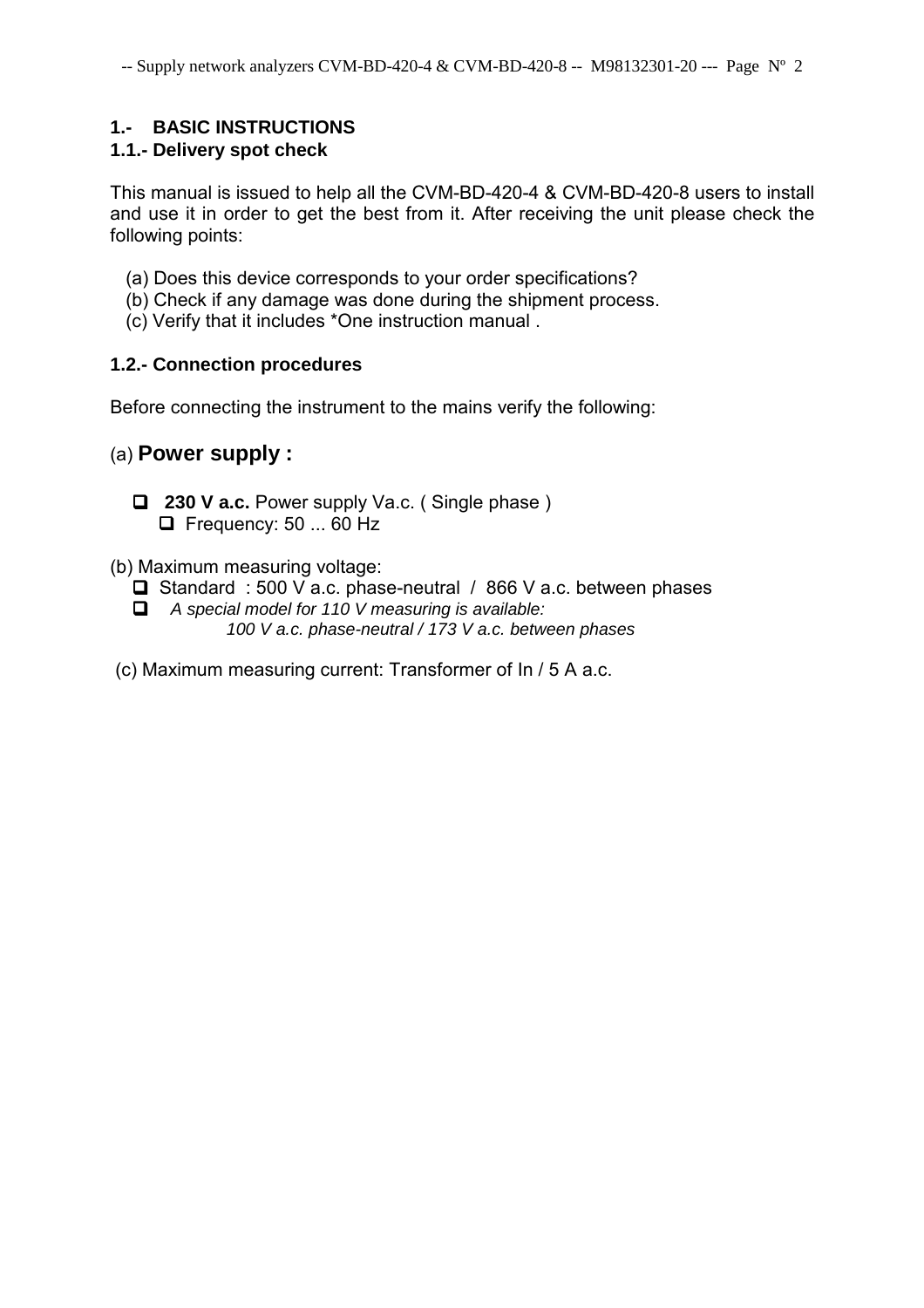## 1.- BASIC INSTRUCTIONS

### 1.1.- Delivery spot check

This manual is issued to help all the CVM-BD-420-4 & CVM-BD-420-8 users to install and use it in order to get the best from it. After receiving the unit please check the following points:

(a) Does this device corresponds to your order specifications?
(b) Check if any damage was done during the shipment process.
(c) Verify that it includes *One instruction manual .

### 1.2.- Connection procedures

Before connecting the instrument to the mains verify the following:

(a) **Power supply :**

- **230 V a.c.** Power supply Va.c. ( Single phase )
  - Frequency: 50 ... 60 Hz

(b) Maximum measuring voltage:

- Standard : 500 V a.c. phase-neutral / 866 V a.c. between phases
- *A special model for 110 V measuring is available:*
  *100 V a.c. phase-neutral / 173 V a.c. between phases*

(c) Maximum measuring current: Transformer of In / 5 A a.c.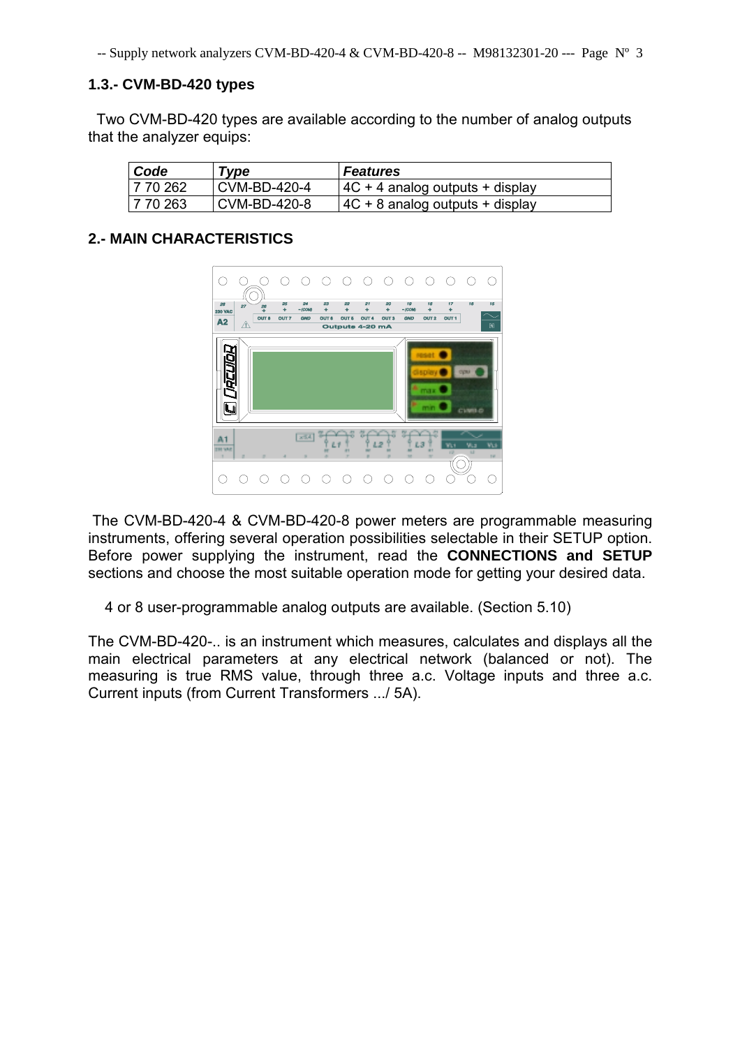### 1.3.- CVM-BD-420 types

Two CVM-BD-420 types are available according to the number of analog outputs that the analyzer equips:

| *Code* | *Type* | *Features* |
|---|---|---|
| 7 70 262 | CVM-BD-420-4 | 4C + 4 analog outputs + display |
| 7 70 263 | CVM-BD-420-8 | 4C + 8 analog outputs + display |

## 2.- MAIN CHARACTERISTICS

The CVM-BD-420-4 & CVM-BD-420-8 power meters are programmable measuring instruments, offering several operation possibilities selectable in their SETUP option. Before power supplying the instrument, read the **CONNECTIONS and SETUP** sections and choose the most suitable operation mode for getting your desired data.

4 or 8 user-programmable analog outputs are available. (Section 5.10)

The CVM-BD-420-.. is an instrument which measures, calculates and displays all the main electrical parameters at any electrical network (balanced or not). The measuring is true RMS value, through three a.c. Voltage inputs and three a.c. Current inputs (from Current Transformers .../ 5A).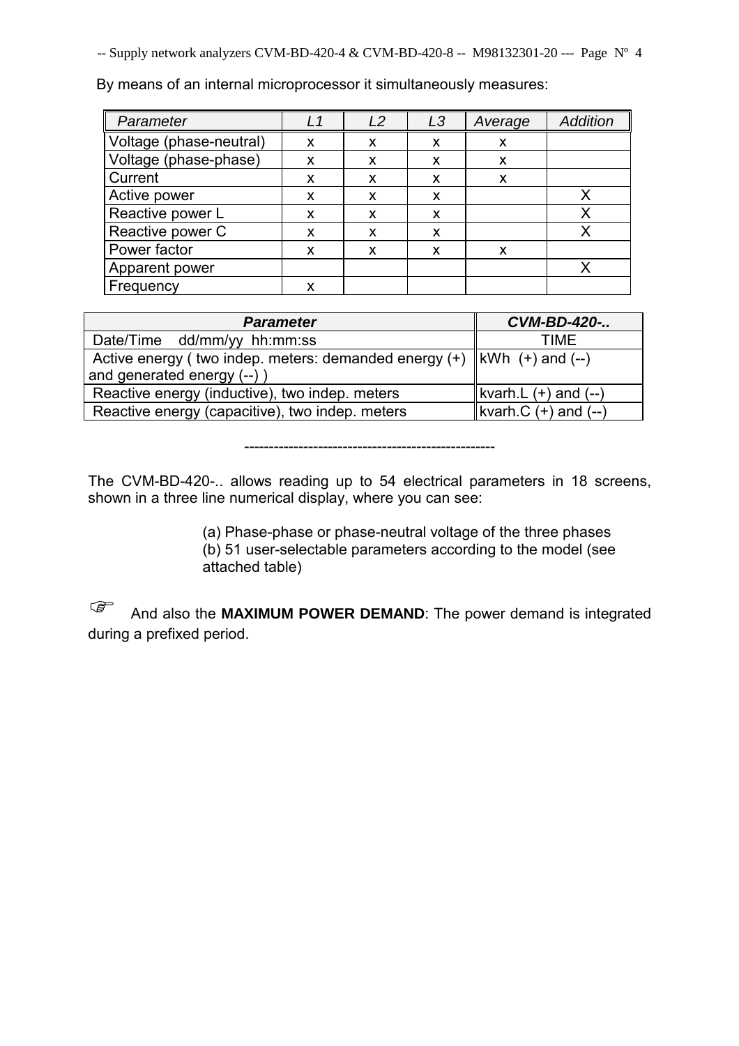By means of an internal microprocessor it simultaneously measures:

| *Parameter* | *L1* | *L2* | *L3* | *Average* | *Addition* |
|---|---|---|---|---|---|
| Voltage (phase-neutral) | x | x | x | x | |
| Voltage (phase-phase) | x | x | x | x | |
| Current | x | x | x | x | |
| Active power | x | x | x | | X |
| Reactive power L | x | x | x | | X |
| Reactive power C | x | x | x | | X |
| Power factor | x | x | x | x | |
| Apparent power | | | | | X |
| Frequency | x | | | | |

| ***Parameter*** | ***CVM-BD-420-..*** |
|---|---|
| Date/Time dd/mm/yy hh:mm:ss | TIME |
| Active energy ( two indep. meters: demanded energy (+) and generated energy (--) ) | kWh (+) and (--) |
| Reactive energy (inductive), two indep. meters | kvarh.L (+) and (--) |
| Reactive energy (capacitive), two indep. meters | kvarh.C (+) and (--) |

--------------------------------------------------

The CVM-BD-420-.. allows reading up to 54 electrical parameters in 18 screens, shown in a three line numerical display, where you can see:

(a) Phase-phase or phase-neutral voltage of the three phases
(b) 51 user-selectable parameters according to the model (see attached table)

☞ And also the **MAXIMUM POWER DEMAND**: The power demand is integrated during a prefixed period.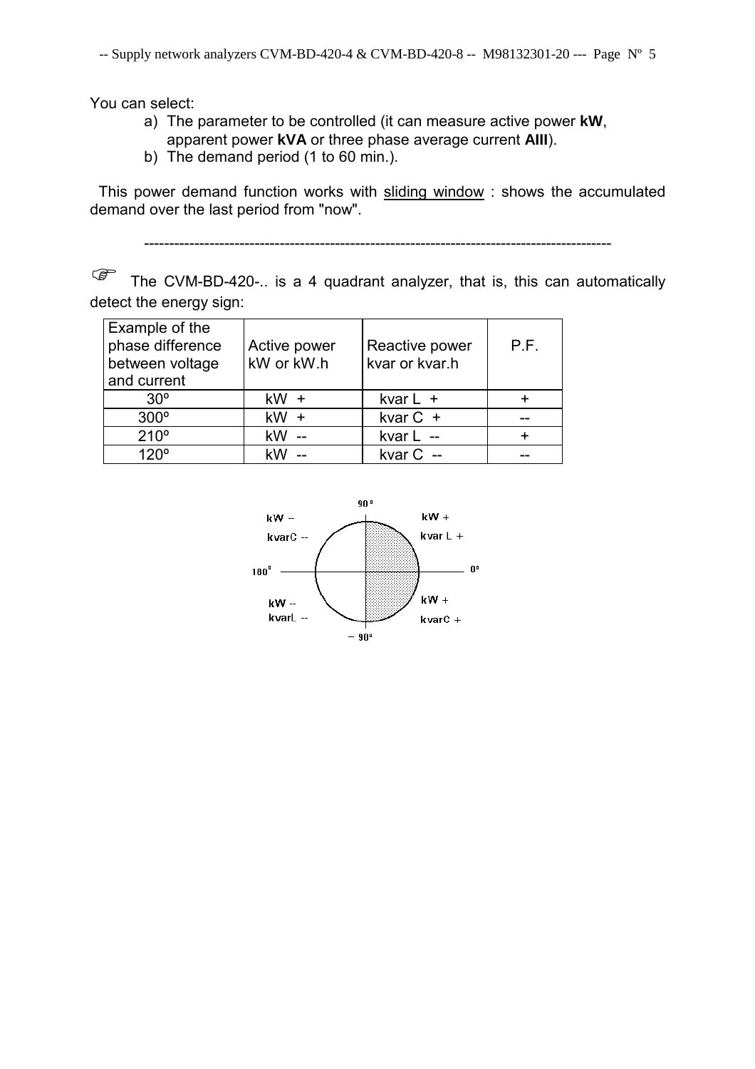You can select:

a) The parameter to be controlled (it can measure active power **kW**, apparent power **kVA** or three phase average current **AIII**).
b) The demand period (1 to 60 min.).

This power demand function works with <u>sliding window</u> : shows the accumulated demand over the last period from "now".

---

☞ The CVM-BD-420-.. is a 4 quadrant analyzer, that is, this can automatically detect the energy sign:

| Example of the phase difference between voltage and current | Active power kW or kW.h | Reactive power kvar or kvar.h | P.F. |
|---|---|---|---|
| 30º | kW + | kvar L + | + |
| 300º | kW + | kvar C + | -- |
| 210º | kW -- | kvar L -- | + |
| 120º | kW -- | kvar C -- | -- |

90º
kW --
kvarC --
kW +
kvar L +
180º
0º
kW --
kvarL --
kW +
kvarC +
− 90º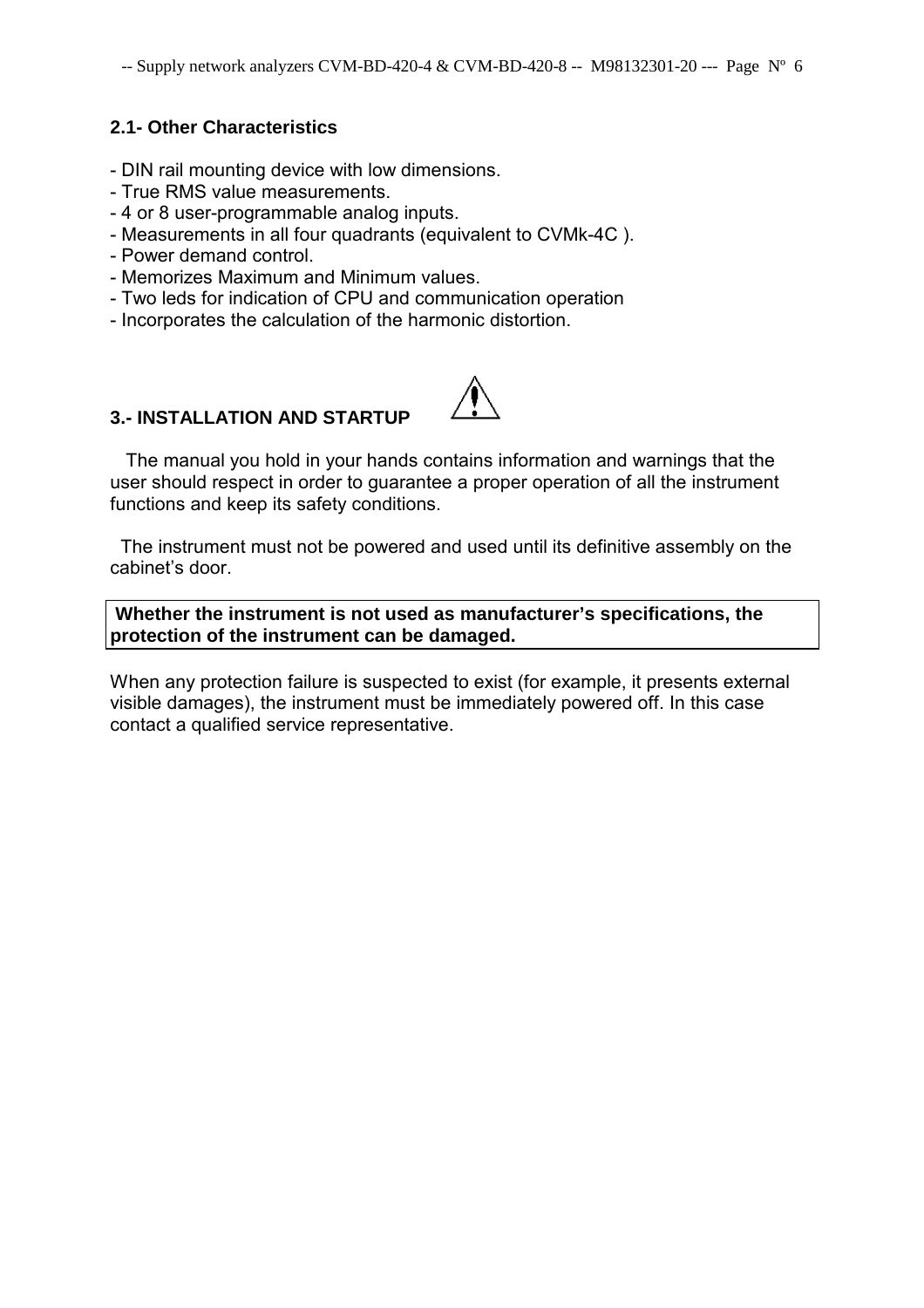### 2.1- Other Characteristics

- DIN rail mounting device with low dimensions.
- True RMS value measurements.
- 4 or 8 user-programmable analog inputs.
- Measurements in all four quadrants (equivalent to CVMk-4C ).
- Power demand control.
- Memorizes Maximum and Minimum values.
- Two leds for indication of CPU and communication operation
- Incorporates the calculation of the harmonic distortion.

## 3.- INSTALLATION AND STARTUP

The manual you hold in your hands contains information and warnings that the user should respect in order to guarantee a proper operation of all the instrument functions and keep its safety conditions.

The instrument must not be powered and used until its definitive assembly on the cabinet's door.

**Whether the instrument is not used as manufacturer's specifications, the protection of the instrument can be damaged.**

When any protection failure is suspected to exist (for example, it presents external visible damages), the instrument must be immediately powered off. In this case contact a qualified service representative.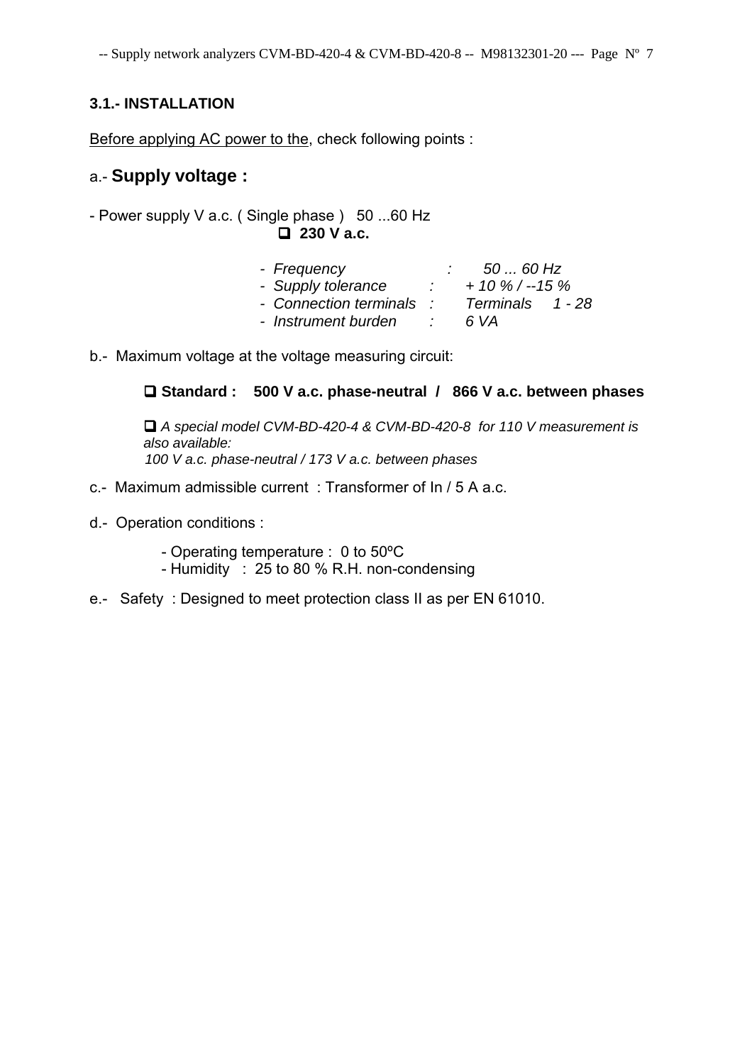### 3.1.- INSTALLATION

Before applying AC power to the, check following points :

## a.- **Supply voltage :**

- Power supply V a.c. ( Single phase ) 50 ...60 Hz

  ❑ **230 V a.c.**

  - *Frequency : 50 ... 60 Hz*
  - *Supply tolerance : + 10 % / --15 %*
  - *Connection terminals : Terminals 1 - 28*
  - *Instrument burden : 6 VA*

b.- Maximum voltage at the voltage measuring circuit:

❑ **Standard : 500 V a.c. phase-neutral / 866 V a.c. between phases**

❑ *A special model CVM-BD-420-4 & CVM-BD-420-8 for 110 V measurement is also available:*
*100 V a.c. phase-neutral / 173 V a.c. between phases*

c.- Maximum admissible current : Transformer of In / 5 A a.c.

d.- Operation conditions :

- Operating temperature : 0 to 50ºC
- Humidity : 25 to 80 % R.H. non-condensing

e.- Safety : Designed to meet protection class II as per EN 61010.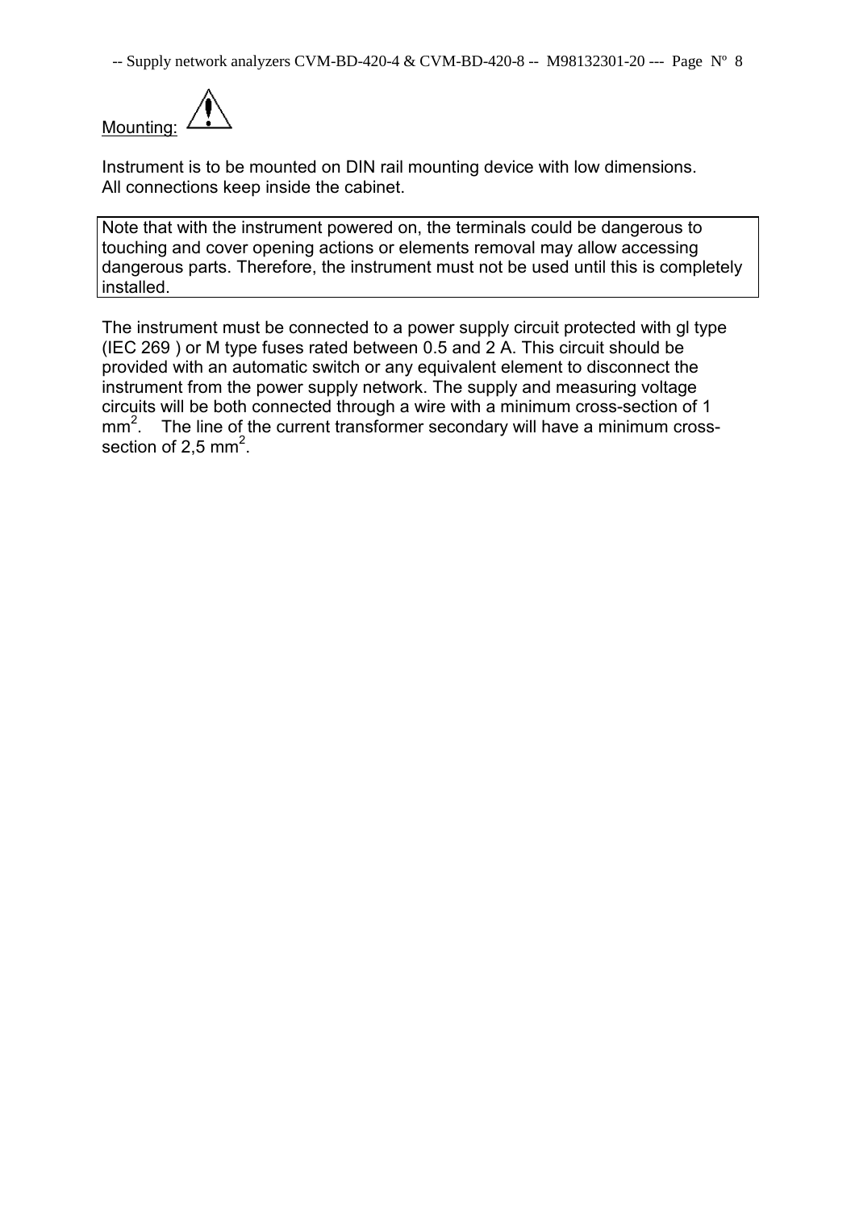Mounting: ⚠

Instrument is to be mounted on DIN rail mounting device with low dimensions.
All connections keep inside the cabinet.

| |
|---|
| Note that with the instrument powered on, the terminals could be dangerous to touching and cover opening actions or elements removal may allow accessing dangerous parts. Therefore, the instrument must not be used until this is completely installed. |

The instrument must be connected to a power supply circuit protected with gl type (IEC 269 ) or M type fuses rated between 0.5 and 2 A. This circuit should be provided with an automatic switch or any equivalent element to disconnect the instrument from the power supply network. The supply and measuring voltage circuits will be both connected through a wire with a minimum cross-section of 1 $mm^2$. The line of the current transformer secondary will have a minimum cross-section of 2,5 $mm^2$.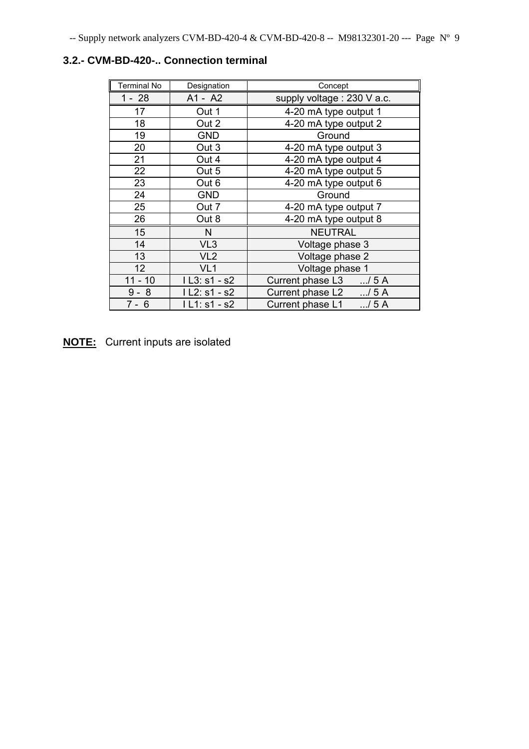### 3.2.- CVM-BD-420-.. Connection terminal

| Terminal No | Designation | Concept |
|---|---|---|
| 1 - 28 | A1 - A2 | supply voltage : 230 V a.c. |
| 17 | Out 1 | 4-20 mA type output 1 |
| 18 | Out 2 | 4-20 mA type output 2 |
| 19 | GND | Ground |
| 20 | Out 3 | 4-20 mA type output 3 |
| 21 | Out 4 | 4-20 mA type output 4 |
| 22 | Out 5 | 4-20 mA type output 5 |
| 23 | Out 6 | 4-20 mA type output 6 |
| 24 | GND | Ground |
| 25 | Out 7 | 4-20 mA type output 7 |
| 26 | Out 8 | 4-20 mA type output 8 |
| 15 | N | NEUTRAL |
| 14 | VL3 | Voltage phase 3 |
| 13 | VL2 | Voltage phase 2 |
| 12 | VL1 | Voltage phase 1 |
| 11 - 10 | I L3: s1 - s2 | Current phase L3 .../ 5 A |
| 9 - 8 | I L2: s1 - s2 | Current phase L2 .../ 5 A |
| 7 - 6 | I L1: s1 - s2 | Current phase L1 .../ 5 A |

**NOTE:** Current inputs are isolated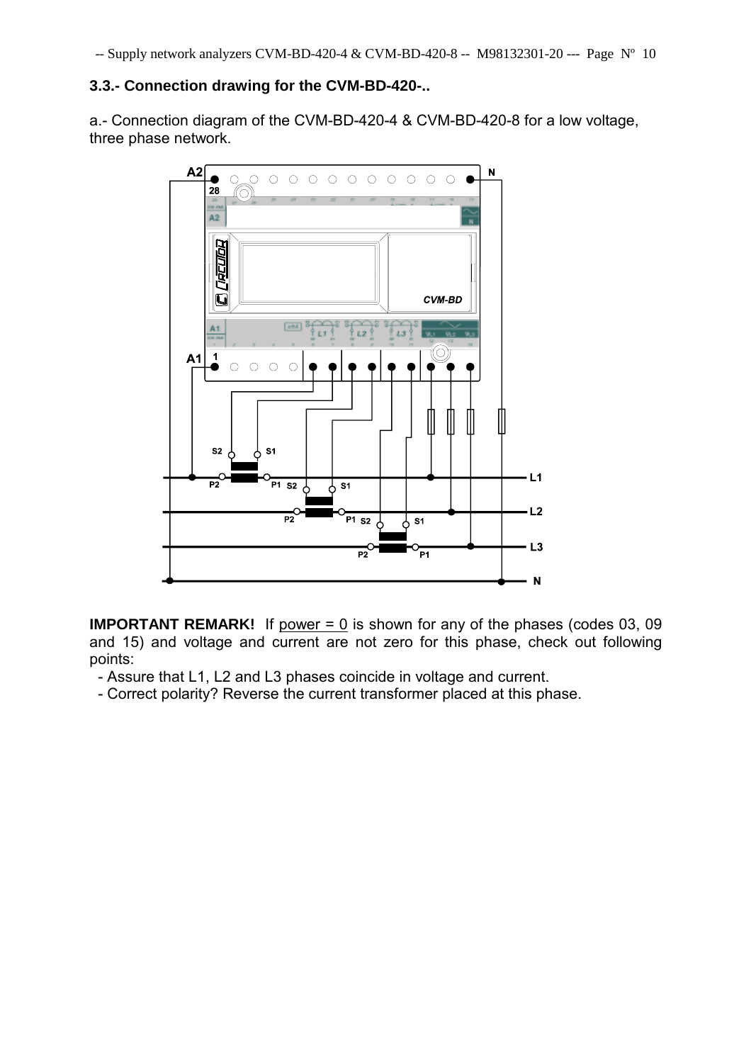## 3.3.- Connection drawing for the CVM-BD-420-..

a.- Connection diagram of the CVM-BD-420-4 & CVM-BD-420-8 for a low voltage, three phase network.

A2
28
N
CVM-BD
A1
1
S2
S1
P2
P1
S2
S1
P2
P1
S2
S1
P2
P1
L1
L2
L3
N

**IMPORTANT REMARK!** If power = 0 is shown for any of the phases (codes 03, 09 and 15) and voltage and current are not zero for this phase, check out following points:

- Assure that L1, L2 and L3 phases coincide in voltage and current.
- Correct polarity? Reverse the current transformer placed at this phase.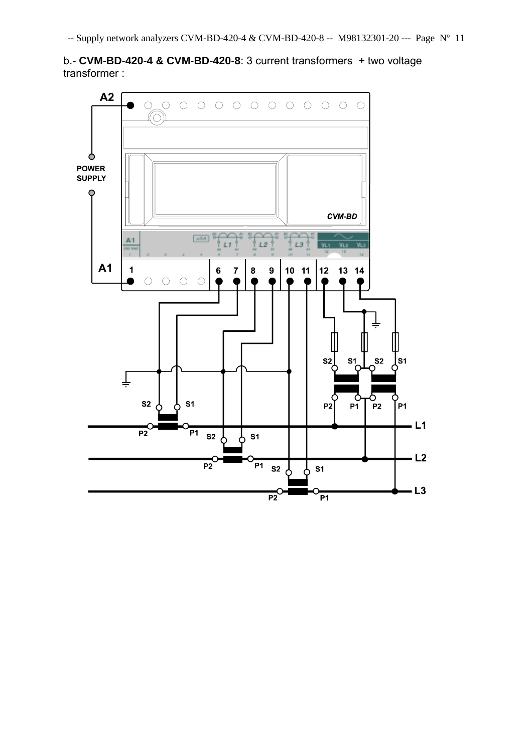b.- **CVM-BD-420-4 & CVM-BD-420-8**: 3 current transformers + two voltage transformer :

A2

POWER
SUPPLY

A1

CVM-BD

A1
230 VAC

L1 L2 L3

VL1 VL2 VL3

1 6 7 8 9 10 11 12 13 14

S2 S1 S2 S1

P2 P1 P2 P1

S2 S1

P2 P1

S2 S1

P2 P1

S2 S1

P2 P1

L1

L2

L3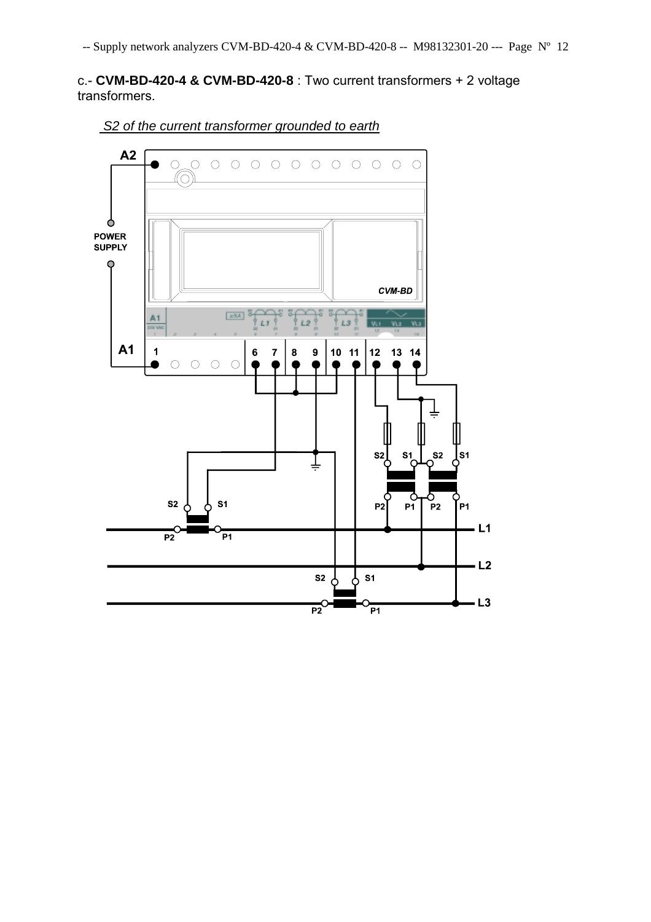c.- **CVM-BD-420-4 & CVM-BD-420-8** : Two current transformers + 2 voltage transformers.

*S2 of the current transformer grounded to earth*

A2

POWER
SUPPLY

A1

CVM-BD

1 6 7 8 9 10 11 12 13 14

S2 S1 S2 S1

P2 P1 P2 P1

S2 S1

P2 P1

L1

L2

S2 S1

P2 P1

L3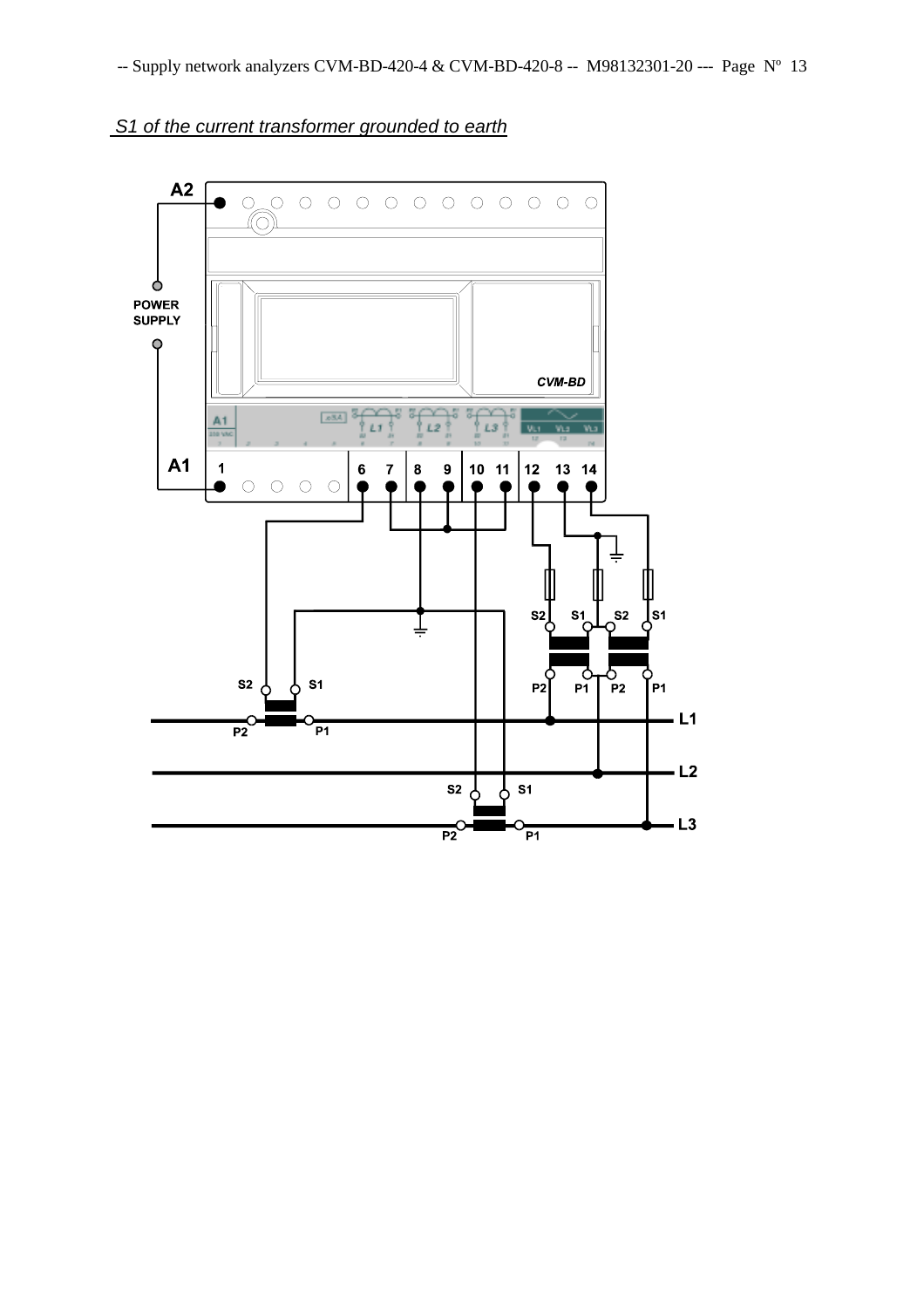*S1 of the current transformer grounded to earth*

A2

POWER SUPPLY

A1

CVM-BD

1 6 7 8 9 10 11 12 13 14

S2 S1 S2 S1

P2 P1 P2 P1

S2 S1

P2 P1

L1

L2

S2 S1

P2 P1

L3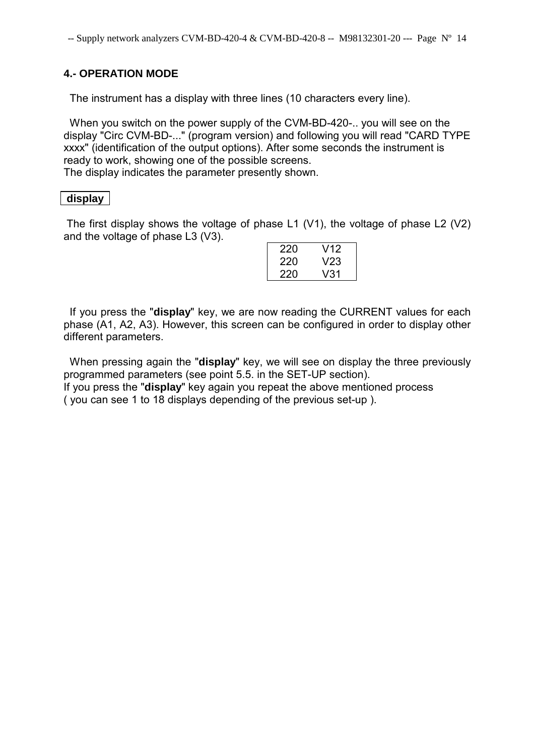## 4.- OPERATION MODE

The instrument has a display with three lines (10 characters every line).

When you switch on the power supply of the CVM-BD-420-.. you will see on the display "Circ CVM-BD-..." (program version) and following you will read "CARD TYPE xxxx" (identification of the output options). After some seconds the instrument is ready to work, showing one of the possible screens.
The display indicates the parameter presently shown.

**display**

The first display shows the voltage of phase L1 (V1), the voltage of phase L2 (V2) and the voltage of phase L3 (V3).

| | |
|---|---|
| 220 | V12 |
| 220 | V23 |
| 220 | V31 |

If you press the "**display**" key, we are now reading the CURRENT values for each phase (A1, A2, A3). However, this screen can be configured in order to display other different parameters.

When pressing again the "**display**" key, we will see on display the three previously programmed parameters (see point 5.5. in the SET-UP section).
If you press the "**display**" key again you repeat the above mentioned process ( you can see 1 to 18 displays depending of the previous set-up ).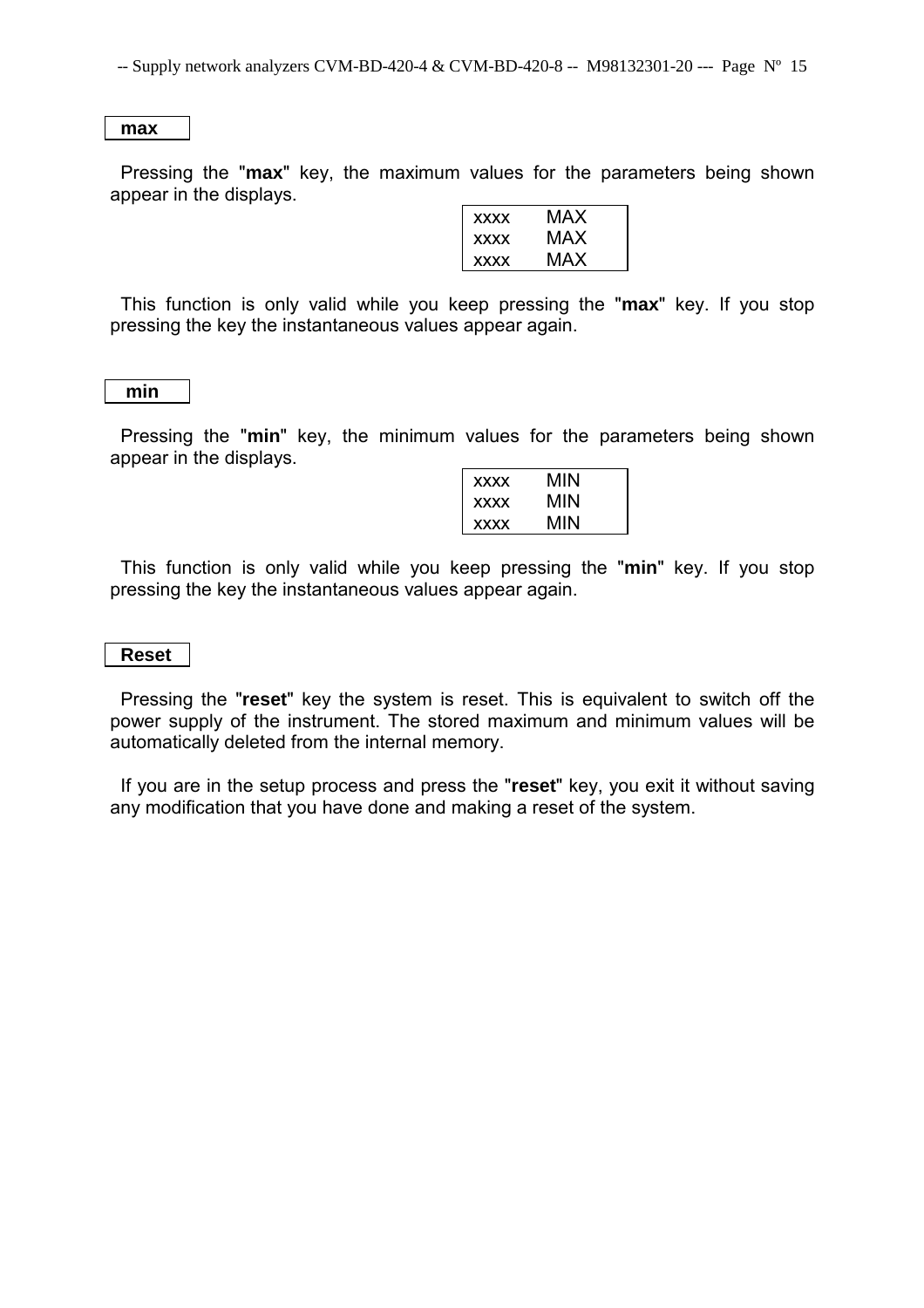**max**

Pressing the "**max**" key, the maximum values for the parameters being shown appear in the displays.

| | |
|---|---|
| xxxx | MAX |
| xxxx | MAX |
| xxxx | MAX |

This function is only valid while you keep pressing the "**max**" key. If you stop pressing the key the instantaneous values appear again.

**min**

Pressing the "**min**" key, the minimum values for the parameters being shown appear in the displays.

| | |
|---|---|
| xxxx | MIN |
| xxxx | MIN |
| xxxx | MIN |

This function is only valid while you keep pressing the "**min**" key. If you stop pressing the key the instantaneous values appear again.

**Reset**

Pressing the "**reset**" key the system is reset. This is equivalent to switch off the power supply of the instrument. The stored maximum and minimum values will be automatically deleted from the internal memory.

If you are in the setup process and press the "**reset**" key, you exit it without saving any modification that you have done and making a reset of the system.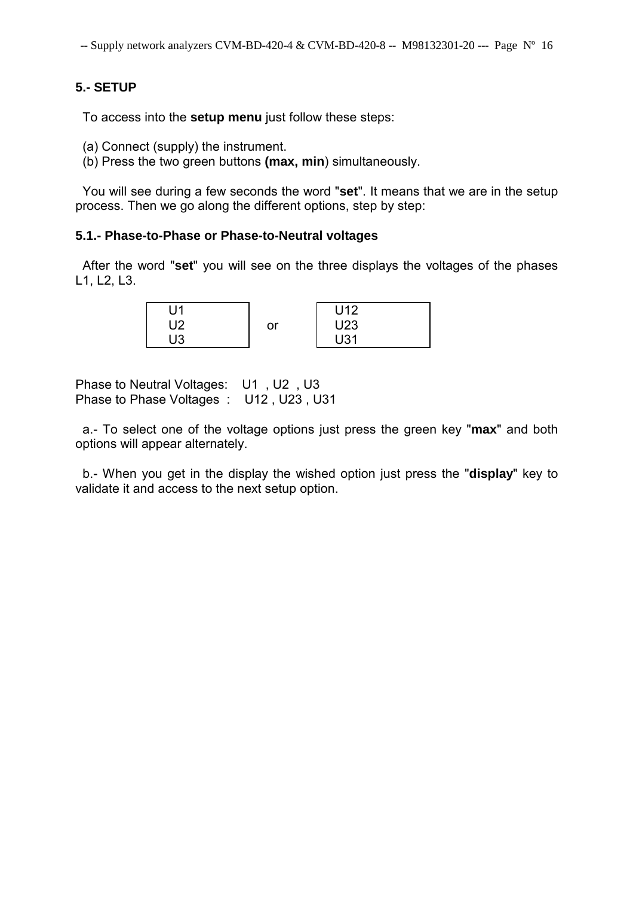## 5.- SETUP

To access into the **setup menu** just follow these steps:

(a) Connect (supply) the instrument.
(b) Press the two green buttons **(max, min**) simultaneously.

You will see during a few seconds the word "**set**". It means that we are in the setup process. Then we go along the different options, step by step:

### 5.1.- Phase-to-Phase or Phase-to-Neutral voltages

After the word "**set**" you will see on the three displays the voltages of the phases L1, L2, L3.

| | | |
|---|---|---|
| U1<br>U2<br>U3 | or | U12<br>U23<br>U31 |

Phase to Neutral Voltages: U1 , U2 , U3
Phase to Phase Voltages : U12 , U23 , U31

a.- To select one of the voltage options just press the green key "**max**" and both options will appear alternately.

b.- When you get in the display the wished option just press the "**display**" key to validate it and access to the next setup option.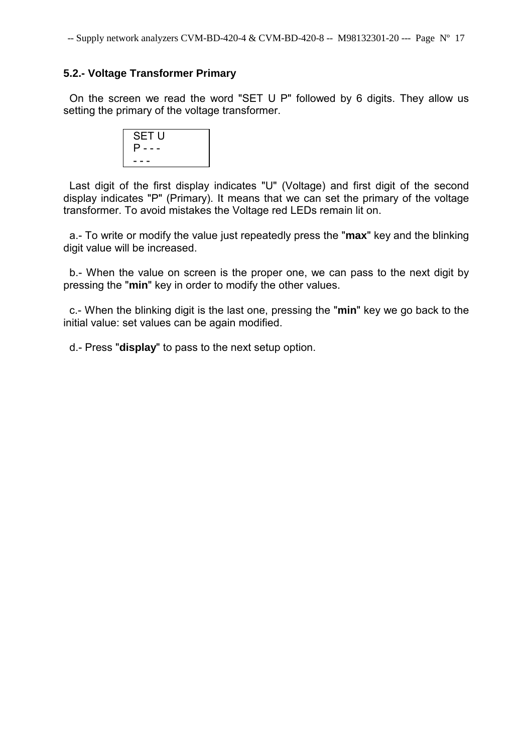### 5.2.- Voltage Transformer Primary

On the screen we read the word "SET U P" followed by 6 digits. They allow us setting the primary of the voltage transformer.

```
SET U
P - - -
- - -
```

Last digit of the first display indicates "U" (Voltage) and first digit of the second display indicates "P" (Primary). It means that we can set the primary of the voltage transformer. To avoid mistakes the Voltage red LEDs remain lit on.

a.- To write or modify the value just repeatedly press the "**max**" key and the blinking digit value will be increased.

b.- When the value on screen is the proper one, we can pass to the next digit by pressing the "**min**" key in order to modify the other values.

c.- When the blinking digit is the last one, pressing the "**min**" key we go back to the initial value: set values can be again modified.

d.- Press "**display**" to pass to the next setup option.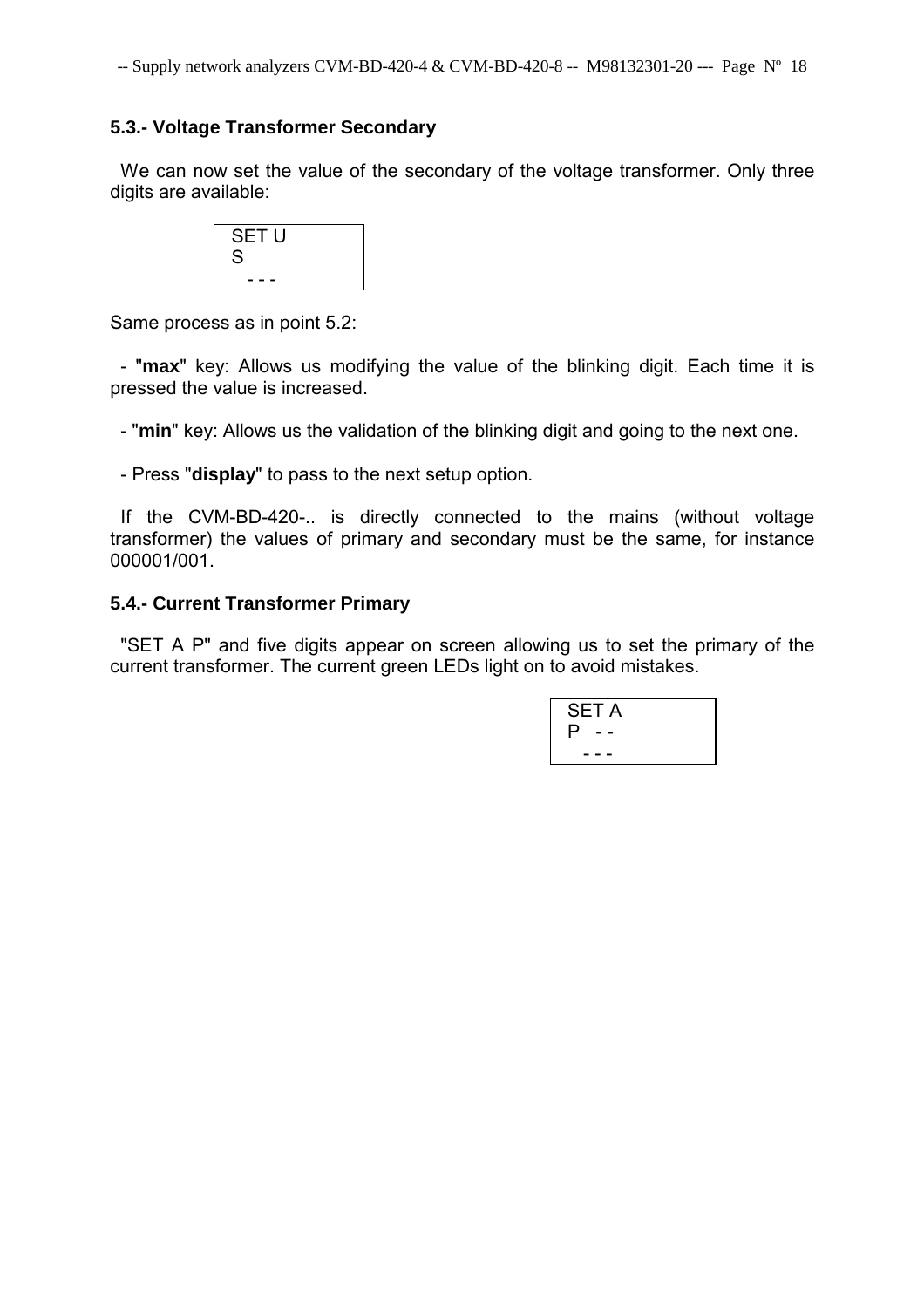### 5.3.- Voltage Transformer Secondary

We can now set the value of the secondary of the voltage transformer. Only three digits are available:

```
SET U
S
  - - -
```

Same process as in point 5.2:

- "**max**" key: Allows us modifying the value of the blinking digit. Each time it is pressed the value is increased.

- "**min**" key: Allows us the validation of the blinking digit and going to the next one.

- Press "**display**" to pass to the next setup option.

If the CVM-BD-420-.. is directly connected to the mains (without voltage transformer) the values of primary and secondary must be the same, for instance 000001/001.

### 5.4.- Current Transformer Primary

"SET A P" and five digits appear on screen allowing us to set the primary of the current transformer. The current green LEDs light on to avoid mistakes.

```
SET A
P  - -
  - - -
```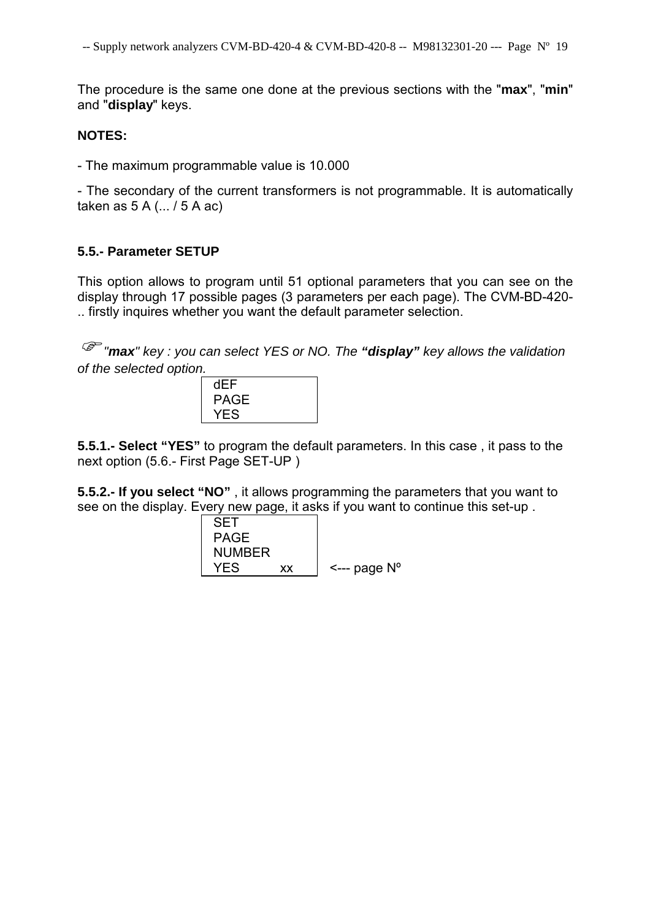The procedure is the same one done at the previous sections with the "**max**", "**min**" and "**display**" keys.

**NOTES:**

- The maximum programmable value is 10.000

- The secondary of the current transformers is not programmable. It is automatically taken as 5 A (... / 5 A ac)

### 5.5.- Parameter SETUP

This option allows to program until 51 optional parameters that you can see on the display through 17 possible pages (3 parameters per each page). The CVM-BD-420-.. firstly inquires whether you want the default parameter selection.

☞ *"**max**" key : you can select YES or NO. The **"display"** key allows the validation of the selected option.*

```
dEF
PAGE
YES
```

**5.5.1.- Select "YES"** to program the default parameters. In this case , it pass to the next option (5.6.- First Page SET-UP )

**5.5.2.- If you select "NO"** , it allows programming the parameters that you want to see on the display. Every new page, it asks if you want to continue this set-up .

```
SET
PAGE
NUMBER
YES        xx     <--- page Nº
```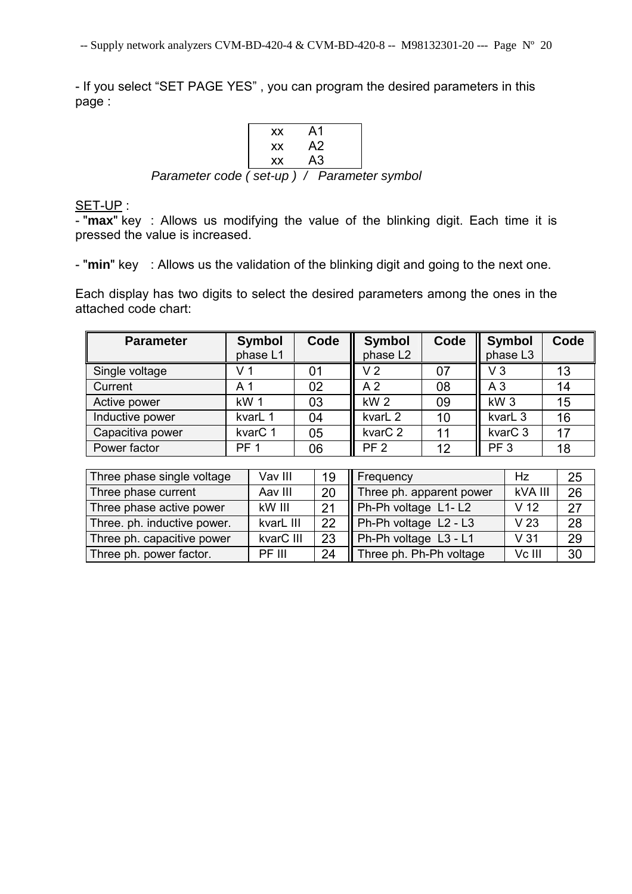- If you select “SET PAGE YES” , you can program the desired parameters in this page :

| | |
|---|---|
| xx | A1 |
| xx | A2 |
| xx | A3 |

*Parameter code ( set-up ) / Parameter symbol*

SET-UP :

- "**max**" key : Allows us modifying the value of the blinking digit. Each time it is pressed the value is increased.

- "**min**" key : Allows us the validation of the blinking digit and going to the next one.

Each display has two digits to select the desired parameters among the ones in the attached code chart:

| Parameter | Symbol phase L1 | Code | Symbol phase L2 | Code | Symbol phase L3 | Code |
|---|---|---|---|---|---|---|
| Single voltage | V 1 | 01 | V 2 | 07 | V 3 | 13 |
| Current | A 1 | 02 | A 2 | 08 | A 3 | 14 |
| Active power | kW 1 | 03 | kW 2 | 09 | kW 3 | 15 |
| Inductive power | kvarL 1 | 04 | kvarL 2 | 10 | kvarL 3 | 16 |
| Capacitiva power | kvarC 1 | 05 | kvarC 2 | 11 | kvarC 3 | 17 |
| Power factor | PF 1 | 06 | PF 2 | 12 | PF 3 | 18 |

| | | | | | |
|---|---|---|---|---|---|
| Three phase single voltage | Vav III | 19 | Frequency | Hz | 25 |
| Three phase current | Aav III | 20 | Three ph. apparent power | kVA III | 26 |
| Three phase active power | kW III | 21 | Ph-Ph voltage L1- L2 | V 12 | 27 |
| Three. ph. inductive power. | kvarL III | 22 | Ph-Ph voltage L2 - L3 | V 23 | 28 |
| Three ph. capacitive power | kvarC III | 23 | Ph-Ph voltage L3 - L1 | V 31 | 29 |
| Three ph. power factor. | PF III | 24 | Three ph. Ph-Ph voltage | Vc III | 30 |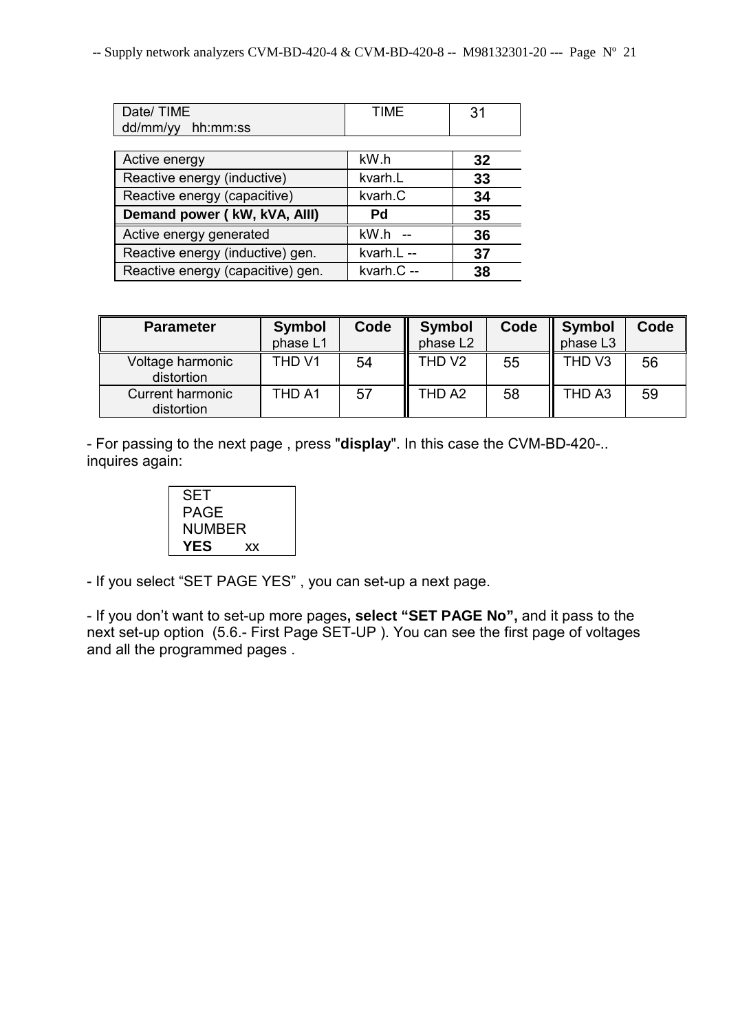| | | |
|---|---|---|
| Date/ TIME<br>dd/mm/yy hh:mm:ss | TIME | 31 |

| | | |
|---|---|---|
| Active energy | kW.h | **32** |
| Reactive energy (inductive) | kvarh.L | **33** |
| Reactive energy (capacitive) | kvarh.C | **34** |
| **Demand power ( kW, kVA, AIII)** | **Pd** | **35** |
| Active energy generated | kW.h -- | **36** |
| Reactive energy (inductive) gen. | kvarh.L -- | **37** |
| Reactive energy (capacitive) gen. | kvarh.C -- | **38** |

| Parameter | Symbol phase L1 | Code | Symbol phase L2 | Code | Symbol phase L3 | Code |
|---|---|---|---|---|---|---|
| Voltage harmonic distortion | THD V1 | 54 | THD V2 | 55 | THD V3 | 56 |
| Current harmonic distortion | THD A1 | 57 | THD A2 | 58 | THD A3 | 59 |

- For passing to the next page , press "**display**". In this case the CVM-BD-420-.. inquires again:

```
SET
PAGE
NUMBER
YES    xx
```

- If you select “SET PAGE YES” , you can set-up a next page.

- If you don’t want to set-up more pages**, select “SET PAGE No”,** and it pass to the next set-up option (5.6.- First Page SET-UP ). You can see the first page of voltages and all the programmed pages .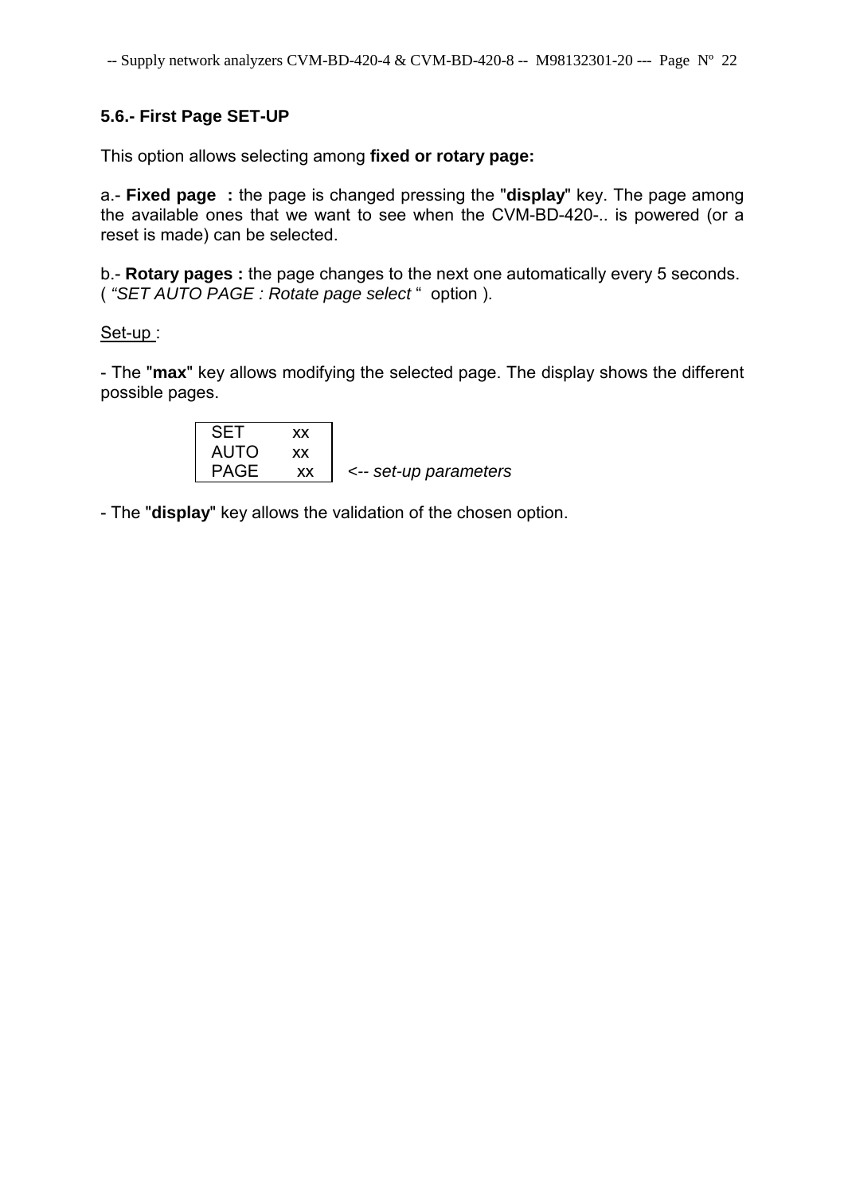### 5.6.- First Page SET-UP

This option allows selecting among **fixed or rotary page:**

a.- **Fixed page :** the page is changed pressing the "**display**" key. The page among the available ones that we want to see when the CVM-BD-420-.. is powered (or a reset is made) can be selected.

b.- **Rotary pages :** the page changes to the next one automatically every 5 seconds. ( *"SET AUTO PAGE : Rotate page select* " option ).

Set-up :

- The "**max**" key allows modifying the selected page. The display shows the different possible pages.

```
SET     xx
AUTO    xx
PAGE    xx
```

*<-- set-up parameters*

- The "**display**" key allows the validation of the chosen option.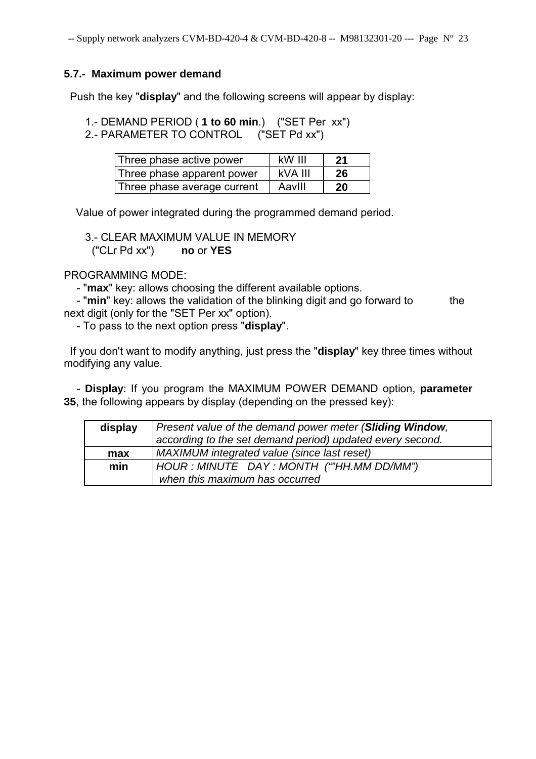### 5.7.- Maximum power demand

Push the key "**display**" and the following screens will appear by display:

1.- DEMAND PERIOD ( **1 to 60 min**.) ("SET Per xx")
2.- PARAMETER TO CONTROL ("SET Pd xx")

| | | |
|---|---|---|
| Three phase active power | kW III | **21** |
| Three phase apparent power | kVA III | **26** |
| Three phase average current | AavIII | **20** |

Value of power integrated during the programmed demand period.

3.- CLEAR MAXIMUM VALUE IN MEMORY
("CLr Pd xx") **no** or **YES**

PROGRAMMING MODE:

- "**max**" key: allows choosing the different available options.
- "**min**" key: allows the validation of the blinking digit and go forward to the next digit (only for the "SET Per xx" option).
- To pass to the next option press "**display**".

If you don't want to modify anything, just press the "**display**" key three times without modifying any value.

- **Display**: If you program the MAXIMUM POWER DEMAND option, **parameter 35**, the following appears by display (depending on the pressed key):

| | |
|---|---|
| **display** | *Present value of the demand power meter (**Sliding Window**, according to the set demand period) updated every second.* |
| **max** | *MAXIMUM integrated value (since last reset)* |
| **min** | *HOUR : MINUTE DAY : MONTH (“”HH.MM DD/MM”) when this maximum has occurred* |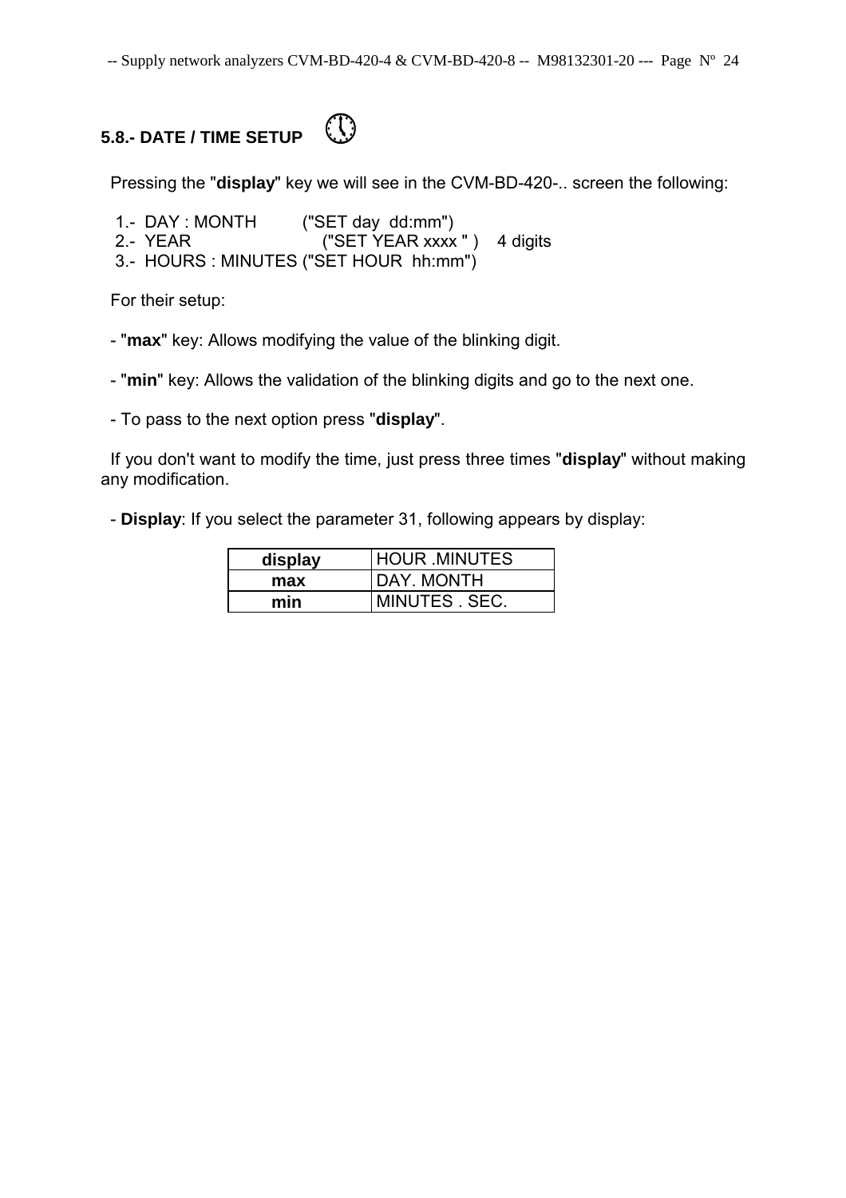## 5.8.- DATE / TIME SETUP

Pressing the "**display**" key we will see in the CVM-BD-420-.. screen the following:

1.- DAY : MONTH ("SET day dd:mm")
2.- YEAR ("SET YEAR xxxx " ) 4 digits
3.- HOURS : MINUTES ("SET HOUR hh:mm")

For their setup:

- "**max**" key: Allows modifying the value of the blinking digit.

- "**min**" key: Allows the validation of the blinking digits and go to the next one.

- To pass to the next option press "**display**".

If you don't want to modify the time, just press three times "**display**" without making any modification.

- **Display**: If you select the parameter 31, following appears by display:

| | |
|---|---|
| **display** | HOUR .MINUTES |
| **max** | DAY. MONTH |
| **min** | MINUTES . SEC. |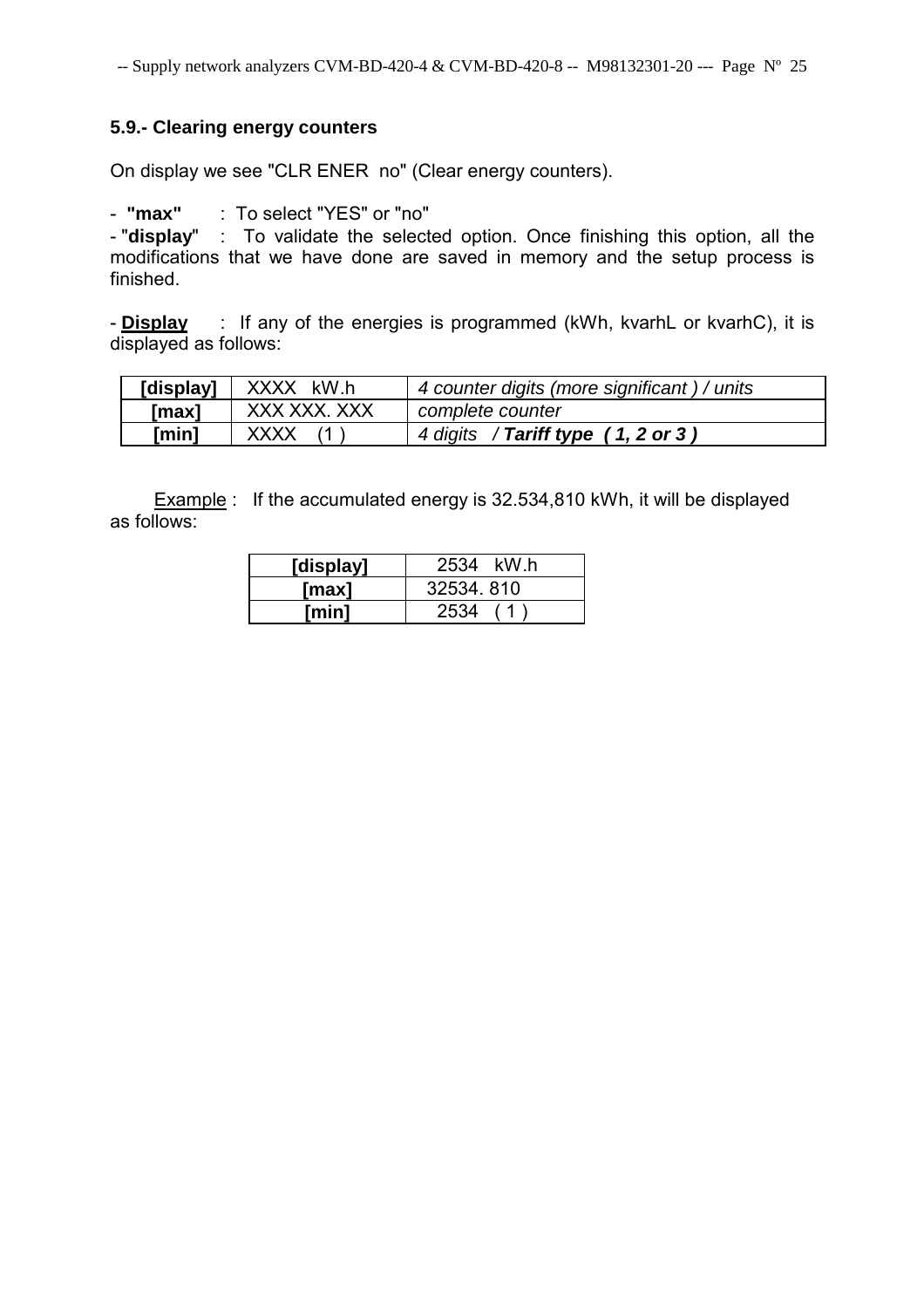### 5.9.- Clearing energy counters

On display we see "CLR ENER  no" (Clear energy counters).

- **"max"** : To select "YES" or "no"
- "**display**" : To validate the selected option. Once finishing this option, all the modifications that we have done are saved in memory and the setup process is finished.

- **Display** : If any of the energies is programmed (kWh, kvarhL or kvarhC), it is displayed as follows:

| | | |
|---|---|---|
| **[display]** | XXXX   kW.h | *4 counter digits (more significant ) / units* |
| **[max]** | XXX XXX. XXX | *complete counter* |
| **[min]** | XXXX   (1 ) | *4 digits   / **Tariff type  ( 1, 2 or 3 )*** |

Example : If the accumulated energy is 32.534,810 kWh, it will be displayed as follows:

| | |
|---|---|
| **[display]** | 2534   kW.h |
| **[max]** | 32534. 810 |
| **[min]** | 2534   ( 1 ) |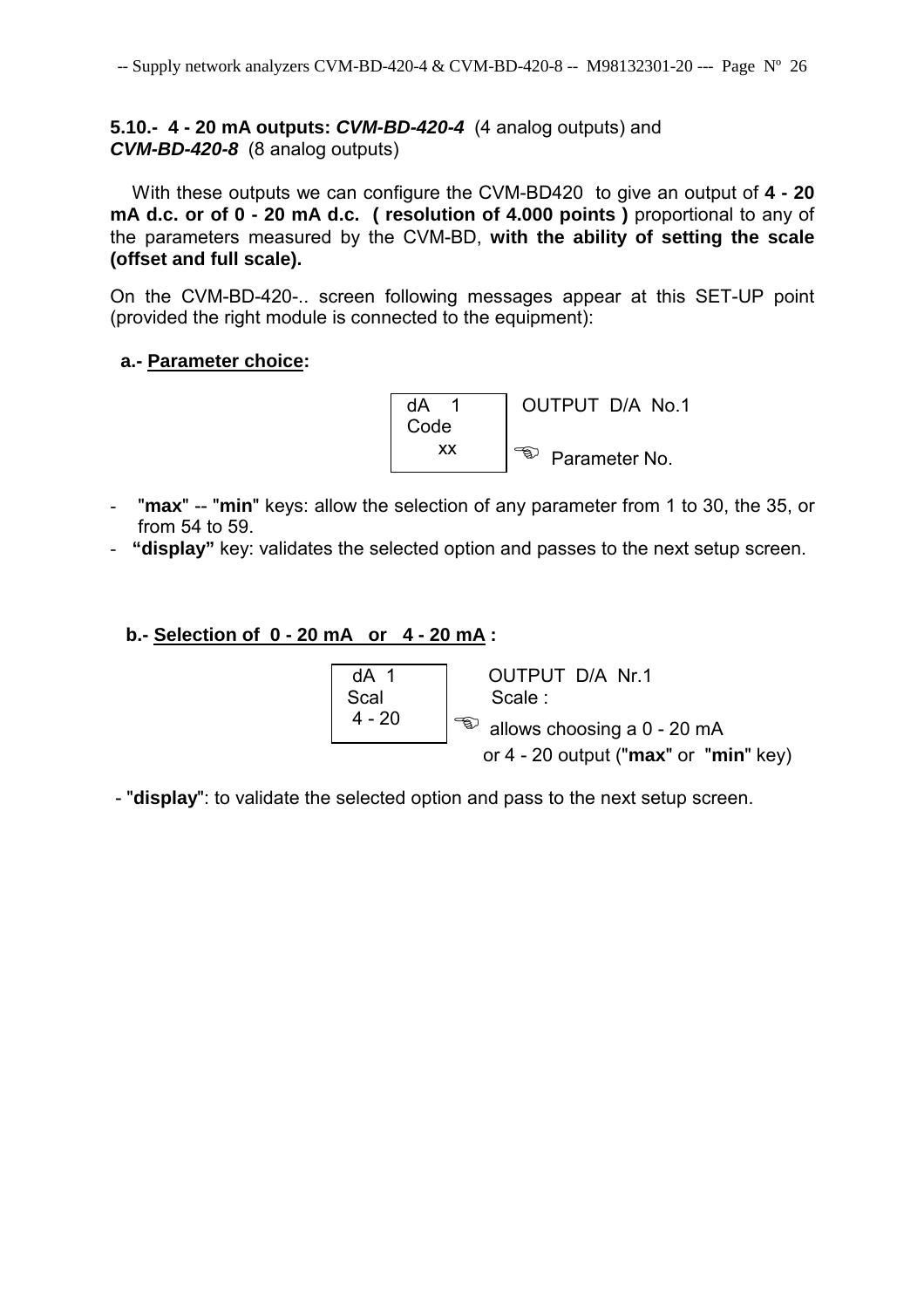**5.10.- 4 - 20 mA outputs: *CVM-BD-420-4*** (4 analog outputs) and ***CVM-BD-420-8*** (8 analog outputs)

With these outputs we can configure the CVM-BD420 to give an output of **4 - 20 mA d.c. or of 0 - 20 mA d.c. ( resolution of 4.000 points )** proportional to any of the parameters measured by the CVM-BD, **with the ability of setting the scale (offset and full scale).**

On the CVM-BD-420-.. screen following messages appear at this SET-UP point (provided the right module is connected to the equipment):

**a.- Parameter choice:**

```
dA   1
Code
   xx
```

OUTPUT D/A No.1

☜ Parameter No.

- "**max**" -- "**min**" keys: allow the selection of any parameter from 1 to 30, the 35, or from 54 to 59.
- **"display"** key: validates the selected option and passes to the next setup screen.

**b.- Selection of 0 - 20 mA or 4 - 20 mA :**

```
dA  1
Scal
 4 - 20
```

OUTPUT D/A Nr.1

Scale :

☜ allows choosing a 0 - 20 mA or 4 - 20 output ("**max**" or "**min**" key)

- "**display**": to validate the selected option and pass to the next setup screen.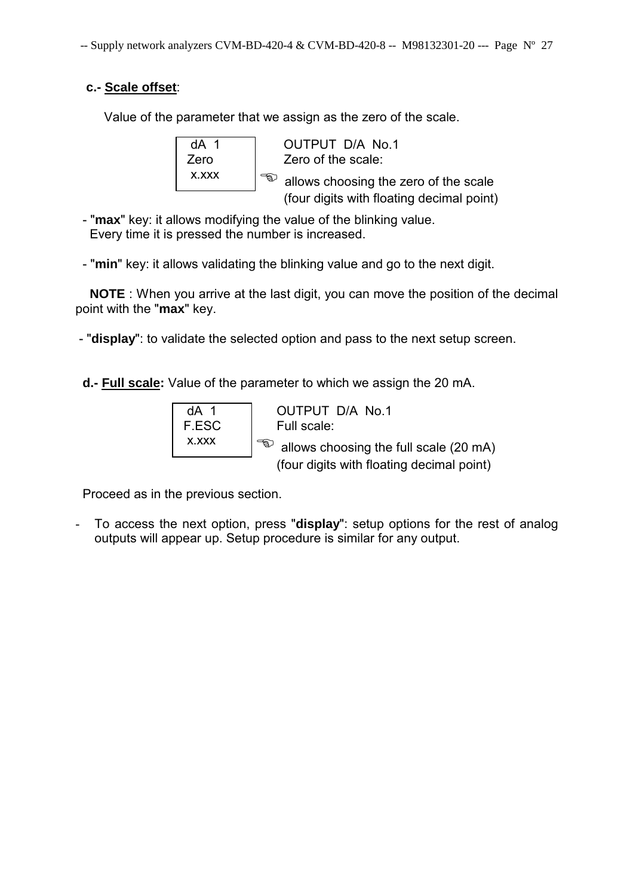**c.- Scale offset**:

Value of the parameter that we assign as the zero of the scale.

```
dA 1
Zero
x.xxx
```

OUTPUT D/A No.1
Zero of the scale:
☜ allows choosing the zero of the scale (four digits with floating decimal point)

- "**max**" key: it allows modifying the value of the blinking value. Every time it is pressed the number is increased.

- "**min**" key: it allows validating the blinking value and go to the next digit.

**NOTE** : When you arrive at the last digit, you can move the position of the decimal point with the "**max**" key.

- "**display**": to validate the selected option and pass to the next setup screen.

**d.- Full scale:** Value of the parameter to which we assign the 20 mA.

```
dA 1
F.ESC
x.xxx
```

OUTPUT D/A No.1
Full scale:
☜ allows choosing the full scale (20 mA) (four digits with floating decimal point)

Proceed as in the previous section.

- To access the next option, press "**display**": setup options for the rest of analog outputs will appear up. Setup procedure is similar for any output.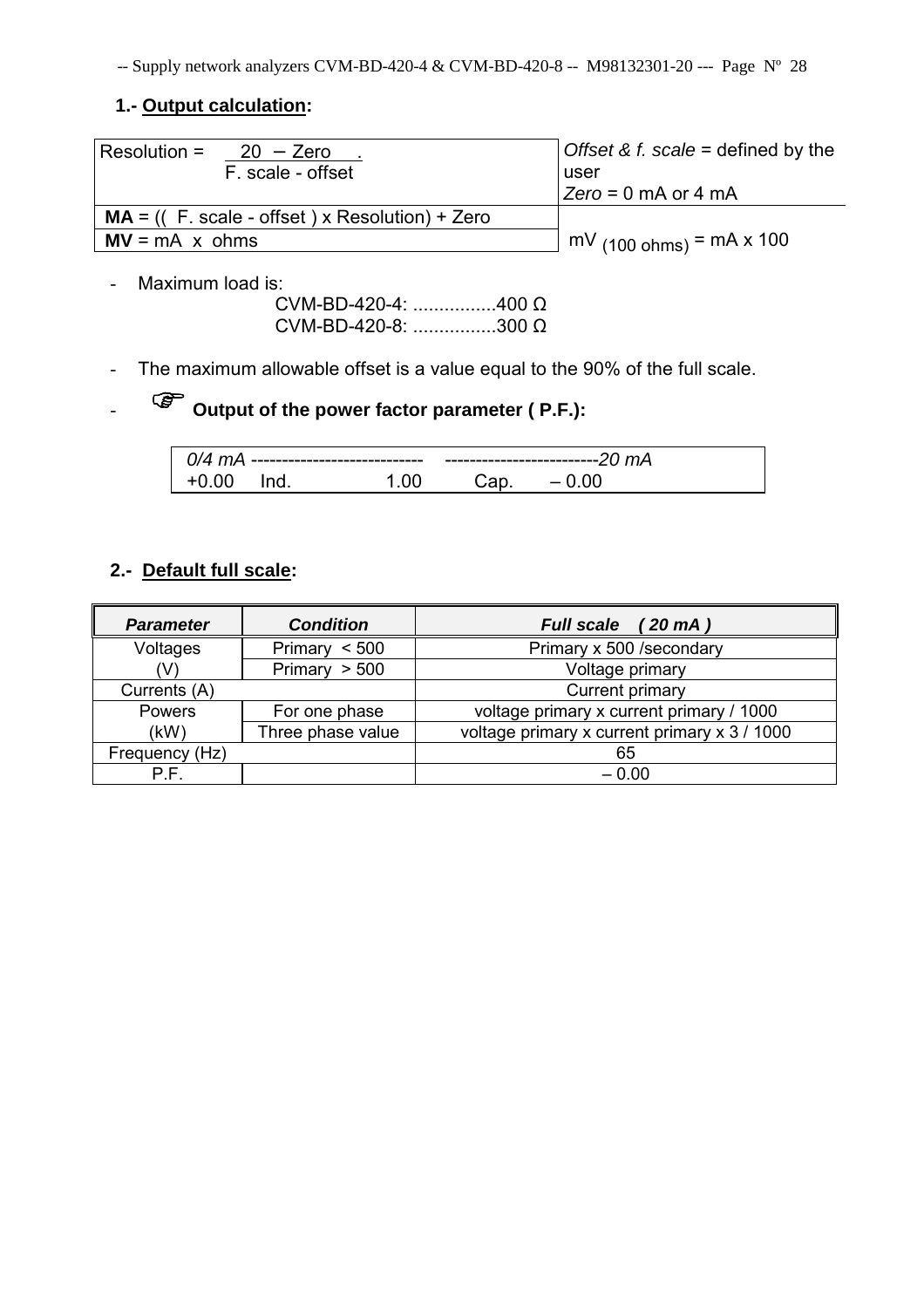## 1.- Output calculation:

| | |
|---|---|
| Resolution = $\frac{20 - Zero}{F.\ scale - offset}$ | *Offset & f. scale* = defined by the user *Zero* = 0 mA or 4 mA |
| **MA** = (( F. scale - offset ) x Resolution) + Zero | |
| **MV** = mA x ohms | mV $_{(100\ ohms)}$ = mA x 100 |

- Maximum load is:

  CVM-BD-420-4: ................400 Ω

  CVM-BD-420-8: ................300 Ω

- The maximum allowable offset is a value equal to the 90% of the full scale.

- **Output of the power factor parameter ( P.F.):**

| | | | | |
|---|---|---|---|---|
| *0/4 mA* ---------------------------- | | | -------------------------*20 mA* | |
| +0.00 | Ind. | 1.00 | Cap. | – 0.00 |

## 2.- Default full scale:

| *Parameter* | *Condition* | *Full scale ( 20 mA )* |
|---|---|---|
| Voltages (V) | Primary < 500 | Primary x 500 /secondary |
| | Primary > 500 | Voltage primary |
| Currents (A) | | Current primary |
| Powers (kW) | For one phase | voltage primary x current primary / 1000 |
| | Three phase value | voltage primary x current primary x 3 / 1000 |
| Frequency (Hz) | | 65 |
| P.F. | | – 0.00 |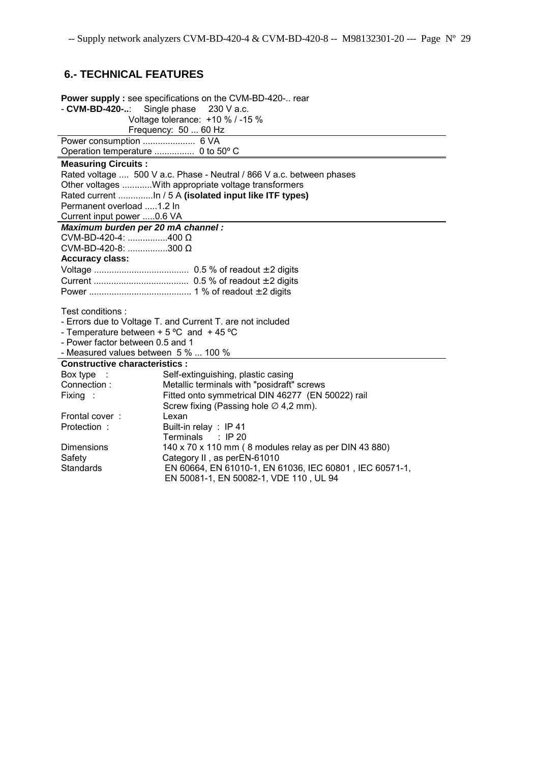## 6.- TECHNICAL FEATURES

**Power supply :** see specifications on the CVM-BD-420-.. rear

- **CVM-BD-420-..**: Single phase 230 V a.c.
  Voltage tolerance: +10 % / -15 %
  Frequency: 50 ... 60 Hz

Power consumption .................... 6 VA
Operation temperature ................ 0 to 50º C

**Measuring Circuits :**

Rated voltage .... 500 V a.c. Phase - Neutral / 866 V a.c. between phases
Other voltages ............With appropriate voltage transformers
Rated current ..............In / 5 A **(isolated input like ITF types)**
Permanent overload .....1.2 In
Current input power .....0.6 VA

***Maximum burden per 20 mA channel :***

CVM-BD-420-4: ................400 Ω
CVM-BD-420-8: ................300 Ω

**Accuracy class:**

Voltage ..................................... 0.5 % of readout ±2 digits
Current ..................................... 0.5 % of readout ±2 digits
Power ........................................ 1 % of readout ±2 digits

Test conditions :

- Errors due to Voltage T. and Current T. are not included
- Temperature between + 5 ºC and + 45 ºC
- Power factor between 0.5 and 1
- Measured values between 5 % ... 100 %

**Constructive characteristics :**

| | |
|---|---|
| Box type : | Self-extinguishing, plastic casing |
| Connection : | Metallic terminals with "posidraft" screws |
| Fixing : | Fitted onto symmetrical DIN 46277 (EN 50022) rail<br>Screw fixing (Passing hole ∅ 4,2 mm). |
| Frontal cover : | Lexan |
| Protection : | Built-in relay : IP 41<br>Terminals : IP 20 |
| Dimensions | 140 x 70 x 110 mm ( 8 modules relay as per DIN 43 880) |
| Safety | Category II , as perEN-61010 |
| Standards | EN 60664, EN 61010-1, EN 61036, IEC 60801 , IEC 60571-1,<br>EN 50081-1, EN 50082-1, VDE 110 , UL 94 |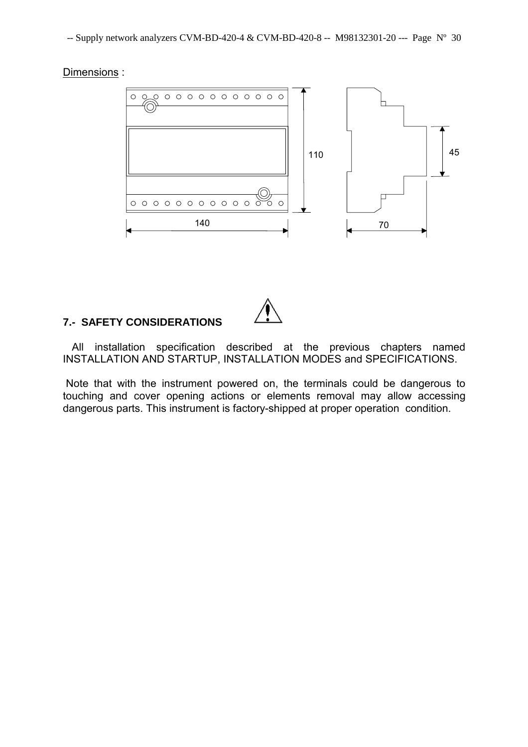Dimensions :

140

110

70

45

## 7.- SAFETY CONSIDERATIONS

All installation specification described at the previous chapters named INSTALLATION AND STARTUP, INSTALLATION MODES and SPECIFICATIONS.

Note that with the instrument powered on, the terminals could be dangerous to touching and cover opening actions or elements removal may allow accessing dangerous parts. This instrument is factory-shipped at proper operation condition.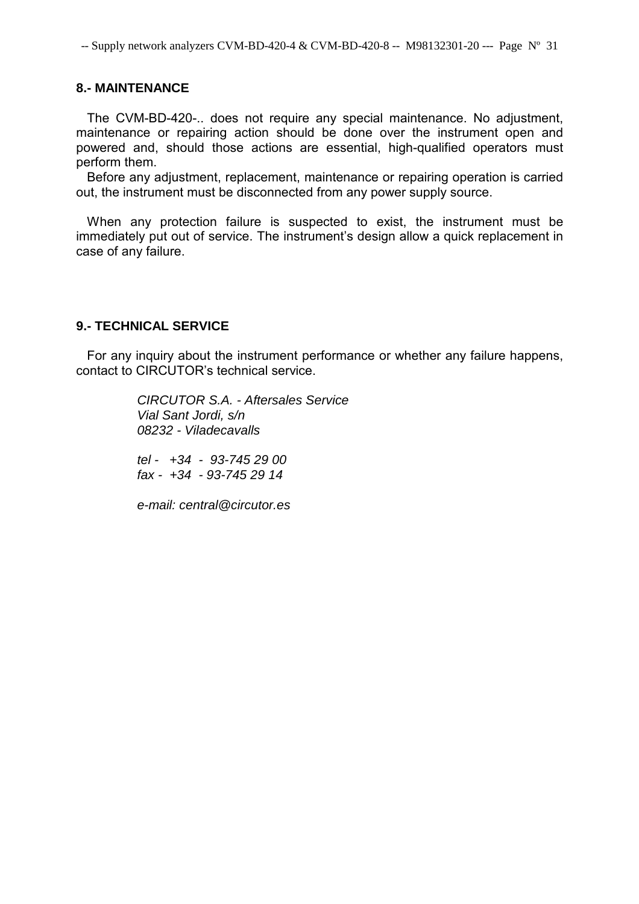## 8.- MAINTENANCE

The CVM-BD-420-.. does not require any special maintenance. No adjustment, maintenance or repairing action should be done over the instrument open and powered and, should those actions are essential, high-qualified operators must perform them.

Before any adjustment, replacement, maintenance or repairing operation is carried out, the instrument must be disconnected from any power supply source.

When any protection failure is suspected to exist, the instrument must be immediately put out of service. The instrument's design allow a quick replacement in case of any failure.

## 9.- TECHNICAL SERVICE

For any inquiry about the instrument performance or whether any failure happens, contact to CIRCUTOR's technical service.

*CIRCUTOR S.A. - Aftersales Service*
*Vial Sant Jordi, s/n*
*08232 - Viladecavalls*

*tel - +34 - 93-745 29 00*
*fax - +34 - 93-745 29 14*

*e-mail: central@circutor.es*